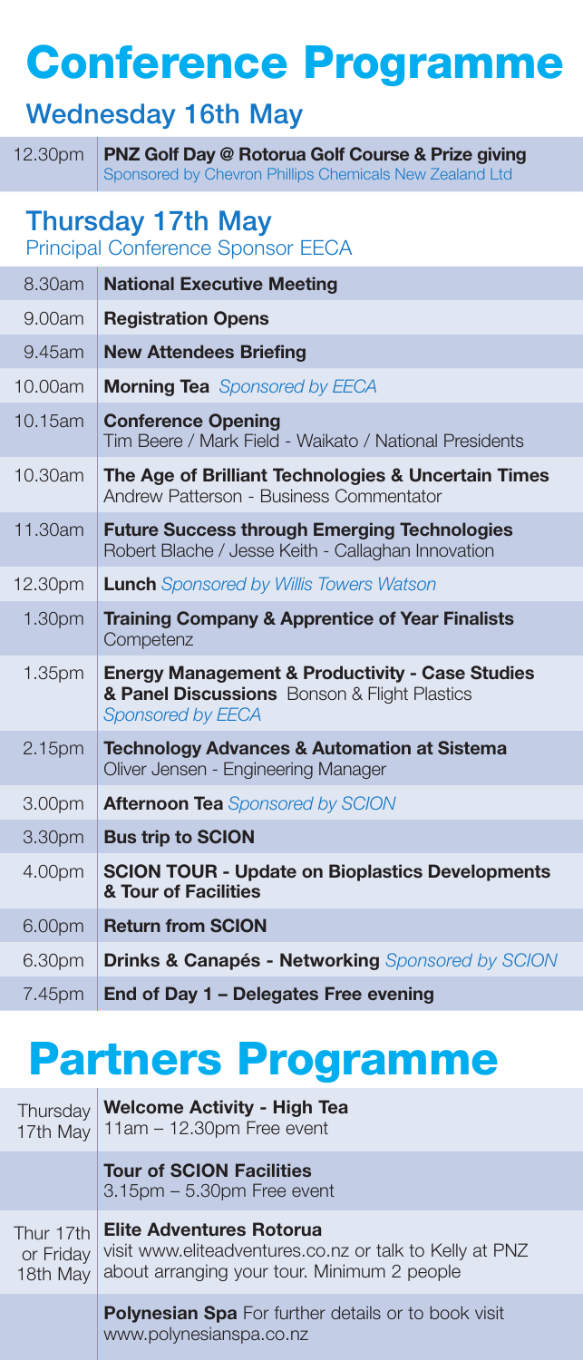# Conference Programme

## Wednesday 16th May

| | |
|---|---|
| 12.30pm | **PNZ Golf Day @ Rotorua Golf Course & Prize giving**<br>Sponsored by Chevron Phillips Chemicals New Zealand Ltd |

## Thursday 17th May

Principal Conference Sponsor EECA

| | |
|---|---|
| 8.30am | **National Executive Meeting** |
| 9.00am | **Registration Opens** |
| 9.45am | **New Attendees Briefing** |
| 10.00am | **Morning Tea** *Sponsored by EECA* |
| 10.15am | **Conference Opening**<br>Tim Beere / Mark Field - Waikato / National Presidents |
| 10.30am | **The Age of Brilliant Technologies & Uncertain Times**<br>Andrew Patterson - Business Commentator |
| 11.30am | **Future Success through Emerging Technologies**<br>Robert Blache / Jesse Keith - Callaghan Innovation |
| 12.30pm | **Lunch** *Sponsored by Willis Towers Watson* |
| 1.30pm | **Training Company & Apprentice of Year Finalists**<br>Competenz |
| 1.35pm | **Energy Management & Productivity - Case Studies & Panel Discussions** Bonson & Flight Plastics<br>Sponsored by EECA |
| 2.15pm | **Technology Advances & Automation at Sistema**<br>Oliver Jensen - Engineering Manager |
| 3.00pm | **Afternoon Tea** *Sponsored by SCION* |
| 3.30pm | **Bus trip to SCION** |
| 4.00pm | **SCION TOUR - Update on Bioplastics Developments & Tour of Facilities** |
| 6.00pm | **Return from SCION** |
| 6.30pm | **Drinks & Canapés - Networking** *Sponsored by SCION* |
| 7.45pm | **End of Day 1 – Delegates Free evening** |

# Partners Programme

| | |
|---|---|
| Thursday 17th May | **Welcome Activity - High Tea**<br>11am – 12.30pm Free event |
| | **Tour of SCION Facilities**<br>3.15pm – 5.30pm Free event |
| Thur 17th or Friday 18th May | **Elite Adventures Rotorua**<br>visit www.eliteadventures.co.nz or talk to Kelly at PNZ about arranging your tour. Minimum 2 people |
| | **Polynesian Spa** For further details or to book visit www.polynesianspa.co.nz |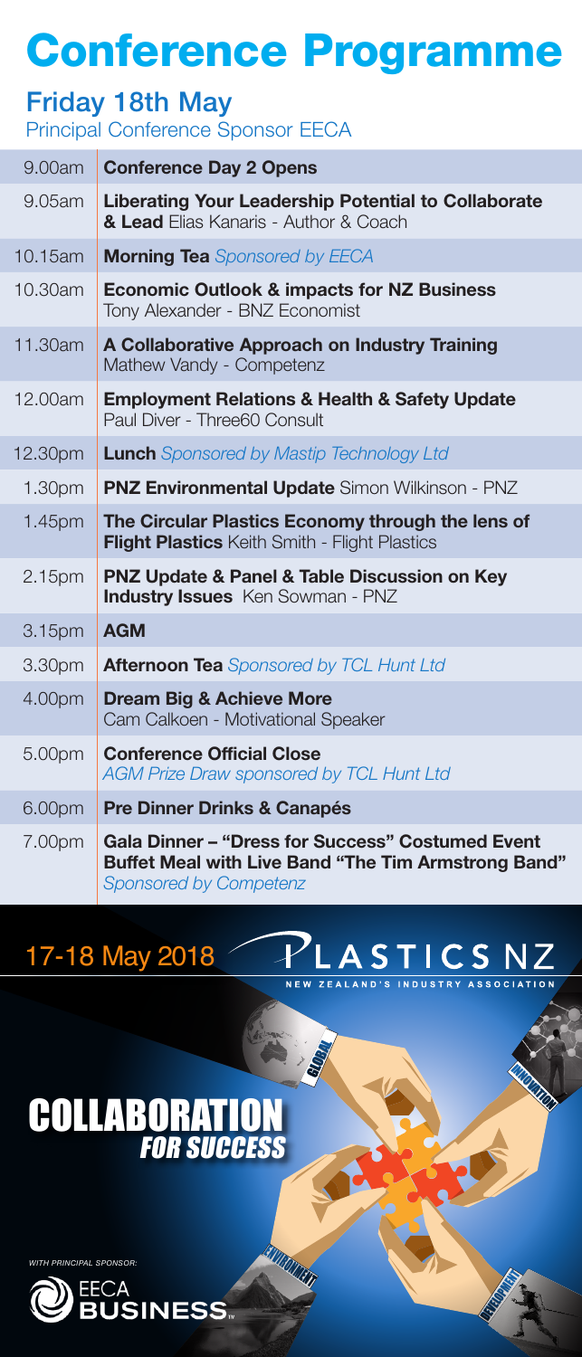# Conference Programme

## Friday 18th May

Principal Conference Sponsor EECA

| | |
|---|---|
| 9.00am | **Conference Day 2 Opens** |
| 9.05am | **Liberating Your Leadership Potential to Collaborate & Lead** Elias Kanaris - Author & Coach |
| 10.15am | **Morning Tea** *Sponsored by EECA* |
| 10.30am | **Economic Outlook & impacts for NZ Business** Tony Alexander - BNZ Economist |
| 11.30am | **A Collaborative Approach on Industry Training** Mathew Vandy - Competenz |
| 12.00am | **Employment Relations & Health & Safety Update** Paul Diver - Three60 Consult |
| 12.30pm | **Lunch** *Sponsored by Mastip Technology Ltd* |
| 1.30pm | **PNZ Environmental Update** Simon Wilkinson - PNZ |
| 1.45pm | **The Circular Plastics Economy through the lens of Flight Plastics** Keith Smith - Flight Plastics |
| 2.15pm | **PNZ Update & Panel & Table Discussion on Key Industry Issues** Ken Sowman - PNZ |
| 3.15pm | **AGM** |
| 3.30pm | **Afternoon Tea** *Sponsored by TCL Hunt Ltd* |
| 4.00pm | **Dream Big & Achieve More** Cam Calkoen - Motivational Speaker |
| 5.00pm | **Conference Official Close** *AGM Prize Draw sponsored by TCL Hunt Ltd* |
| 6.00pm | **Pre Dinner Drinks & Canapés** |
| 7.00pm | **Gala Dinner – "Dress for Success" Costumed Event Buffet Meal with Live Band "The Tim Armstrong Band"** *Sponsored by Competenz* |

17-18 May 2018

PLASTICS NZ

NEW ZEALAND'S INDUSTRY ASSOCIATION

COLLABORATION *FOR SUCCESS*

GLOBAL

INNOVATION

ENVIRONMENT

DEVELOPMENT

*WITH PRINCIPAL SPONSOR:*

EECA BUSINESS